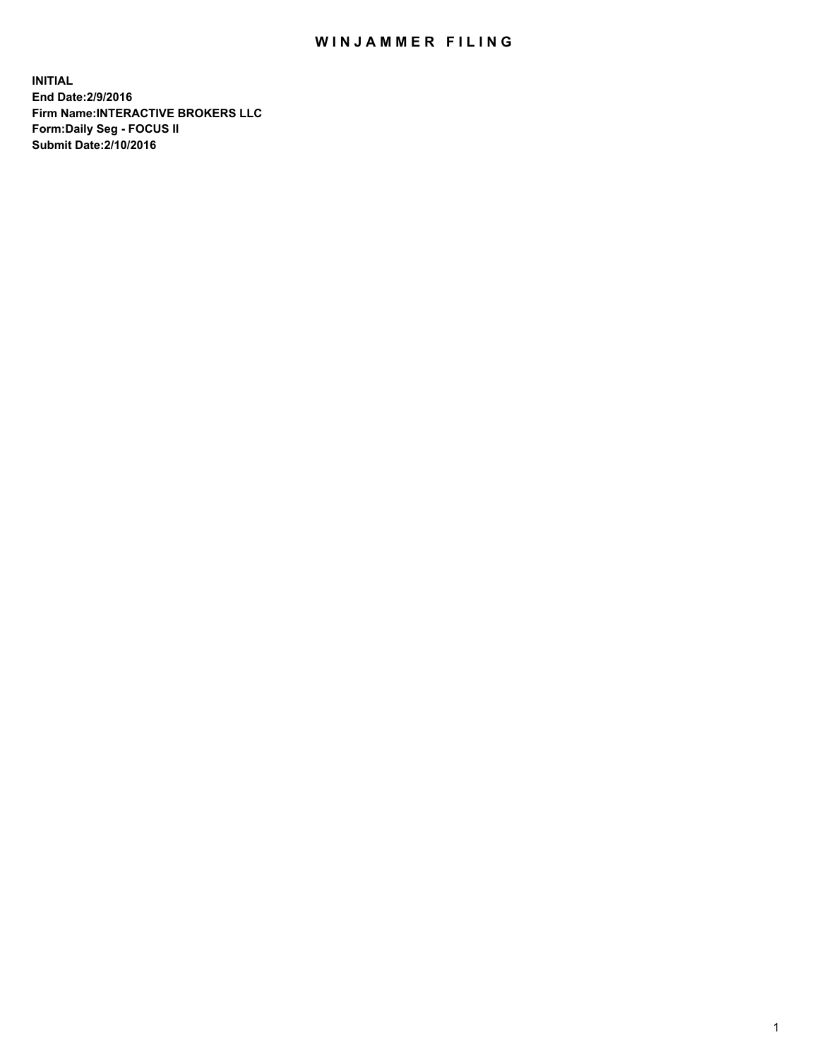# WINJAMMER FILING

**INITIAL**
**End Date:2/9/2016**
**Firm Name:INTERACTIVE BROKERS LLC**
**Form:Daily Seg - FOCUS II**
**Submit Date:2/10/2016**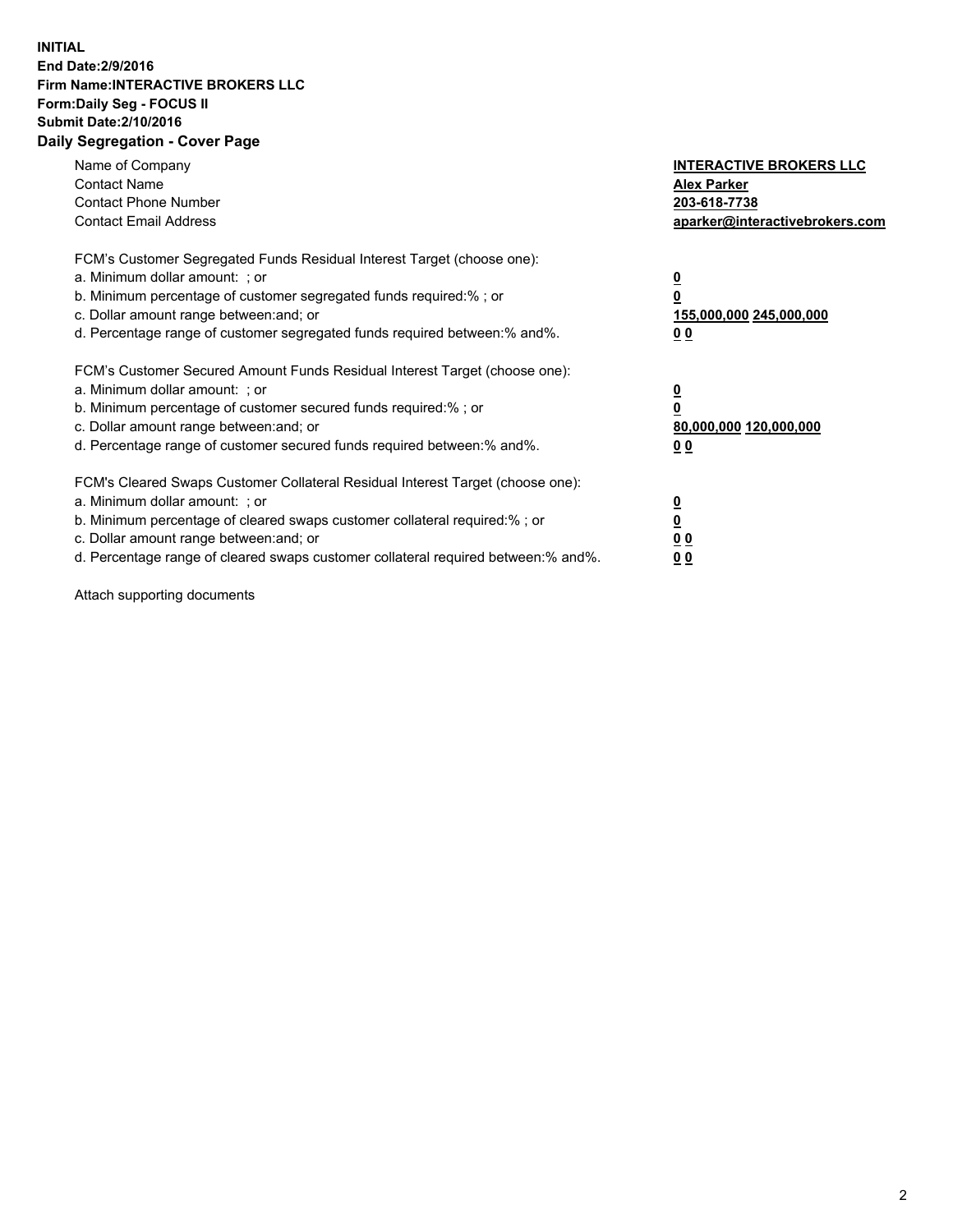**INITIAL**
**End Date:2/9/2016**
**Firm Name:INTERACTIVE BROKERS LLC**
**Form:Daily Seg - FOCUS II**
**Submit Date:2/10/2016**

## Daily Segregation - Cover Page

| | |
|---|---|
| Name of Company | **INTERACTIVE BROKERS LLC** |
| Contact Name | **Alex Parker** |
| Contact Phone Number | **203-618-7738** |
| Contact Email Address | **aparker@interactivebrokers.com** |

FCM's Customer Segregated Funds Residual Interest Target (choose one):

| | |
|---|---|
| a. Minimum dollar amount: ; or | **0** |
| b. Minimum percentage of customer segregated funds required:% ; or | **0** |
| c. Dollar amount range between:and; or | **155,000,000 245,000,000** |
| d. Percentage range of customer segregated funds required between:% and%. | **0 0** |

FCM's Customer Secured Amount Funds Residual Interest Target (choose one):

| | |
|---|---|
| a. Minimum dollar amount: ; or | **0** |
| b. Minimum percentage of customer secured funds required:% ; or | **0** |
| c. Dollar amount range between:and; or | **80,000,000 120,000,000** |
| d. Percentage range of customer secured funds required between:% and%. | **0 0** |

FCM's Cleared Swaps Customer Collateral Residual Interest Target (choose one):

| | |
|---|---|
| a. Minimum dollar amount: ; or | **0** |
| b. Minimum percentage of cleared swaps customer collateral required:% ; or | **0** |
| c. Dollar amount range between:and; or | **0 0** |
| d. Percentage range of cleared swaps customer collateral required between:% and%. | **0 0** |

Attach supporting documents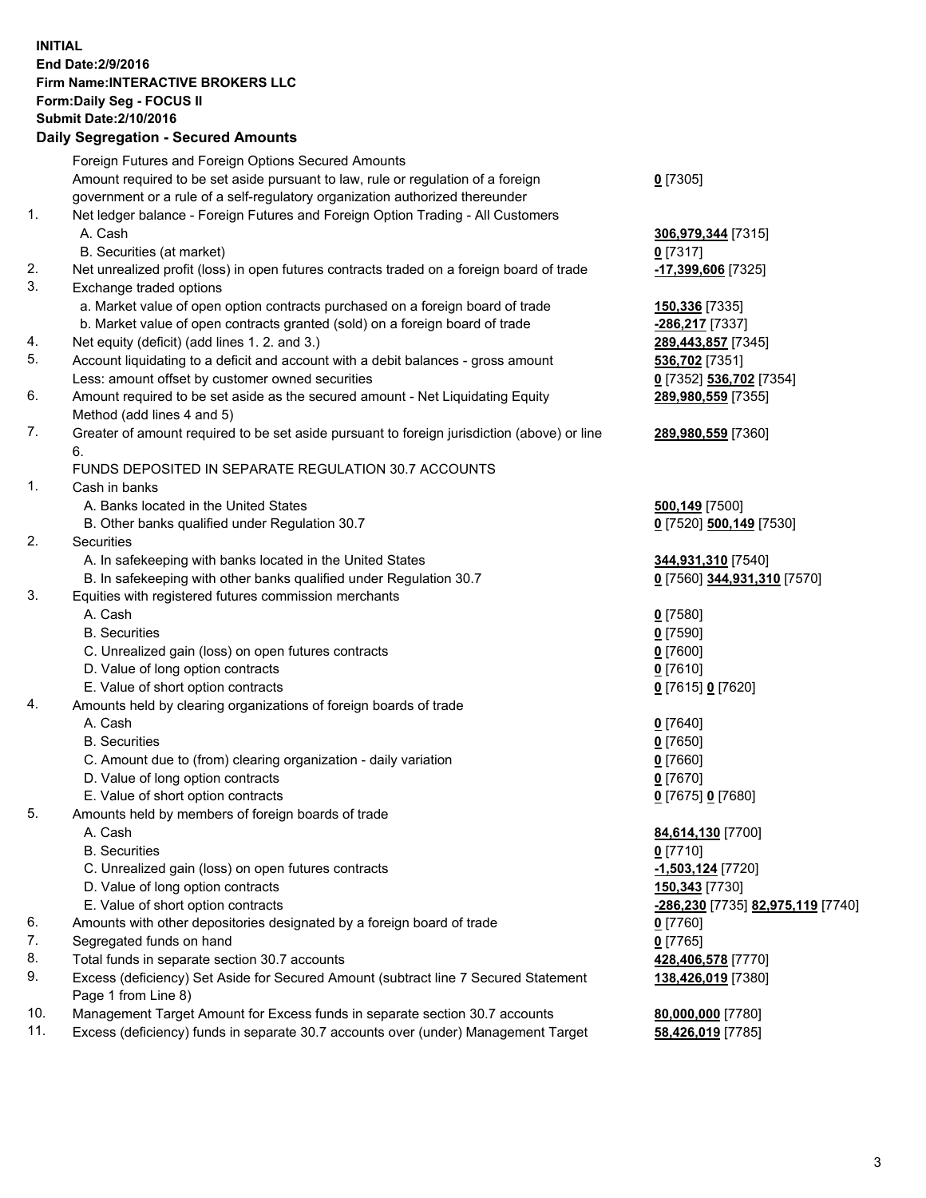**INITIAL**
**End Date:2/9/2016**
**Firm Name:INTERACTIVE BROKERS LLC**
**Form:Daily Seg - FOCUS II**
**Submit Date:2/10/2016**

## Daily Segregation - Secured Amounts

| | | |
|---|---|---|
| | Foreign Futures and Foreign Options Secured Amounts | |
| | Amount required to be set aside pursuant to law, rule or regulation of a foreign government or a rule of a self-regulatory organization authorized thereunder | **0** [7305] |
| 1. | Net ledger balance - Foreign Futures and Foreign Option Trading - All Customers | |
| | A. Cash | **306,979,344** [7315] |
| | B. Securities (at market) | **0** [7317] |
| 2. | Net unrealized profit (loss) in open futures contracts traded on a foreign board of trade | **-17,399,606** [7325] |
| 3. | Exchange traded options | |
| | a. Market value of open option contracts purchased on a foreign board of trade | **150,336** [7335] |
| | b. Market value of open contracts granted (sold) on a foreign board of trade | **-286,217** [7337] |
| 4. | Net equity (deficit) (add lines 1. 2. and 3.) | **289,443,857** [7345] |
| 5. | Account liquidating to a deficit and account with a debit balances - gross amount | **536,702** [7351] |
| | Less: amount offset by customer owned securities | **0** [7352] **536,702** [7354] |
| 6. | Amount required to be set aside as the secured amount - Net Liquidating Equity Method (add lines 4 and 5) | **289,980,559** [7355] |
| 7. | Greater of amount required to be set aside pursuant to foreign jurisdiction (above) or line 6. | **289,980,559** [7360] |
| | FUNDS DEPOSITED IN SEPARATE REGULATION 30.7 ACCOUNTS | |
| 1. | Cash in banks | |
| | A. Banks located in the United States | **500,149** [7500] |
| | B. Other banks qualified under Regulation 30.7 | **0** [7520] **500,149** [7530] |
| 2. | Securities | |
| | A. In safekeeping with banks located in the United States | **344,931,310** [7540] |
| | B. In safekeeping with other banks qualified under Regulation 30.7 | **0** [7560] **344,931,310** [7570] |
| 3. | Equities with registered futures commission merchants | |
| | A. Cash | **0** [7580] |
| | B. Securities | **0** [7590] |
| | C. Unrealized gain (loss) on open futures contracts | **0** [7600] |
| | D. Value of long option contracts | **0** [7610] |
| | E. Value of short option contracts | **0** [7615] **0** [7620] |
| 4. | Amounts held by clearing organizations of foreign boards of trade | |
| | A. Cash | **0** [7640] |
| | B. Securities | **0** [7650] |
| | C. Amount due to (from) clearing organization - daily variation | **0** [7660] |
| | D. Value of long option contracts | **0** [7670] |
| | E. Value of short option contracts | **0** [7675] **0** [7680] |
| 5. | Amounts held by members of foreign boards of trade | |
| | A. Cash | **84,614,130** [7700] |
| | B. Securities | **0** [7710] |
| | C. Unrealized gain (loss) on open futures contracts | **-1,503,124** [7720] |
| | D. Value of long option contracts | **150,343** [7730] |
| | E. Value of short option contracts | **-286,230** [7735] **82,975,119** [7740] |
| 6. | Amounts with other depositories designated by a foreign board of trade | **0** [7760] |
| 7. | Segregated funds on hand | **0** [7765] |
| 8. | Total funds in separate section 30.7 accounts | **428,406,578** [7770] |
| 9. | Excess (deficiency) Set Aside for Secured Amount (subtract line 7 Secured Statement Page 1 from Line 8) | **138,426,019** [7380] |
| 10. | Management Target Amount for Excess funds in separate section 30.7 accounts | **80,000,000** [7780] |
| 11. | Excess (deficiency) funds in separate 30.7 accounts over (under) Management Target | **58,426,019** [7785] |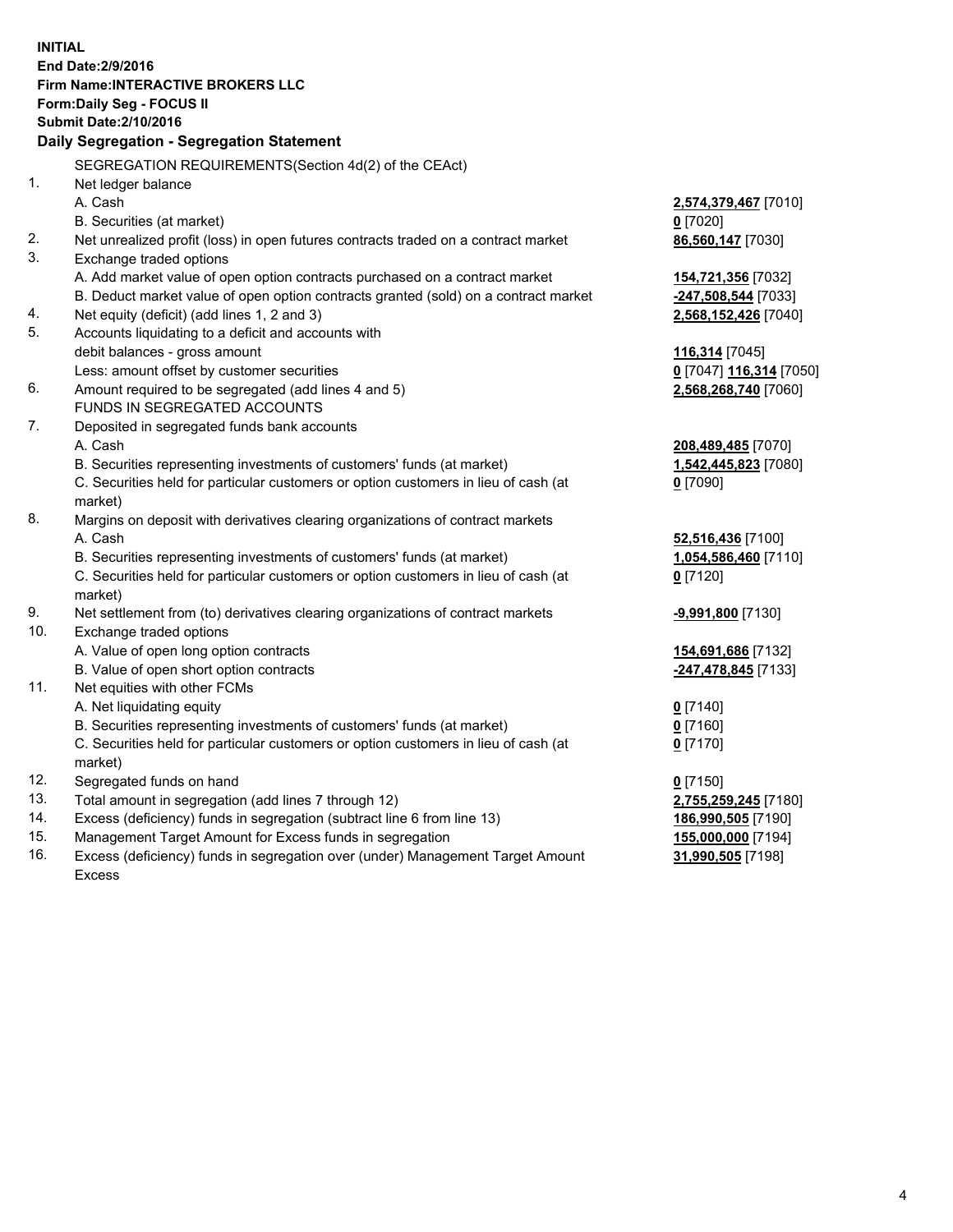**INITIAL**
**End Date:2/9/2016**
**Firm Name:INTERACTIVE BROKERS LLC**
**Form:Daily Seg - FOCUS II**
**Submit Date:2/10/2016**
**Daily Segregation - Segregation Statement**

| | | |
|---|---|---|
| | SEGREGATION REQUIREMENTS(Section 4d(2) of the CEAct) | |
| 1. | Net ledger balance | |
| | A. Cash | **2,574,379,467** [7010] |
| | B. Securities (at market) | **0** [7020] |
| 2. | Net unrealized profit (loss) in open futures contracts traded on a contract market | **86,560,147** [7030] |
| 3. | Exchange traded options | |
| | A. Add market value of open option contracts purchased on a contract market | **154,721,356** [7032] |
| | B. Deduct market value of open option contracts granted (sold) on a contract market | **-247,508,544** [7033] |
| 4. | Net equity (deficit) (add lines 1, 2 and 3) | **2,568,152,426** [7040] |
| 5. | Accounts liquidating to a deficit and accounts with | |
| | debit balances - gross amount | **116,314** [7045] |
| | Less: amount offset by customer securities | **0** [7047] **116,314** [7050] |
| 6. | Amount required to be segregated (add lines 4 and 5) | **2,568,268,740** [7060] |
| | FUNDS IN SEGREGATED ACCOUNTS | |
| 7. | Deposited in segregated funds bank accounts | |
| | A. Cash | **208,489,485** [7070] |
| | B. Securities representing investments of customers' funds (at market) | **1,542,445,823** [7080] |
| | C. Securities held for particular customers or option customers in lieu of cash (at market) | **0** [7090] |
| 8. | Margins on deposit with derivatives clearing organizations of contract markets | |
| | A. Cash | **52,516,436** [7100] |
| | B. Securities representing investments of customers' funds (at market) | **1,054,586,460** [7110] |
| | C. Securities held for particular customers or option customers in lieu of cash (at market) | **0** [7120] |
| 9. | Net settlement from (to) derivatives clearing organizations of contract markets | **-9,991,800** [7130] |
| 10. | Exchange traded options | |
| | A. Value of open long option contracts | **154,691,686** [7132] |
| | B. Value of open short option contracts | **-247,478,845** [7133] |
| 11. | Net equities with other FCMs | |
| | A. Net liquidating equity | **0** [7140] |
| | B. Securities representing investments of customers' funds (at market) | **0** [7160] |
| | C. Securities held for particular customers or option customers in lieu of cash (at market) | **0** [7170] |
| 12. | Segregated funds on hand | **0** [7150] |
| 13. | Total amount in segregation (add lines 7 through 12) | **2,755,259,245** [7180] |
| 14. | Excess (deficiency) funds in segregation (subtract line 6 from line 13) | **186,990,505** [7190] |
| 15. | Management Target Amount for Excess funds in segregation | **155,000,000** [7194] |
| 16. | Excess (deficiency) funds in segregation over (under) Management Target Amount Excess | **31,990,505** [7198] |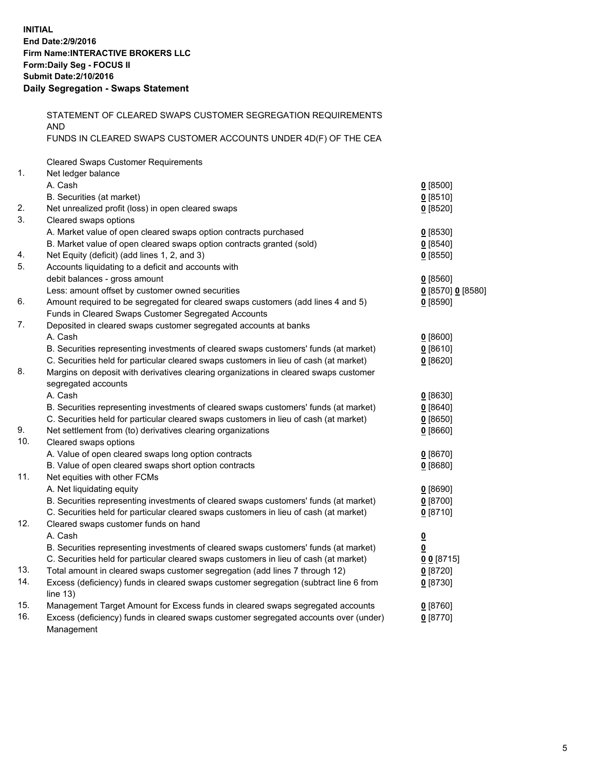**INITIAL**
**End Date:2/9/2016**
**Firm Name:INTERACTIVE BROKERS LLC**
**Form:Daily Seg - FOCUS II**
**Submit Date:2/10/2016**
**Daily Segregation - Swaps Statement**

STATEMENT OF CLEARED SWAPS CUSTOMER SEGREGATION REQUIREMENTS AND FUNDS IN CLEARED SWAPS CUSTOMER ACCOUNTS UNDER 4D(F) OF THE CEA

| | | |
|---|---|---|
| | Cleared Swaps Customer Requirements | |
| 1. | Net ledger balance | |
| | A. Cash | 0 [8500] |
| | B. Securities (at market) | 0 [8510] |
| 2. | Net unrealized profit (loss) in open cleared swaps | 0 [8520] |
| 3. | Cleared swaps options | |
| | A. Market value of open cleared swaps option contracts purchased | 0 [8530] |
| | B. Market value of open cleared swaps option contracts granted (sold) | 0 [8540] |
| 4. | Net Equity (deficit) (add lines 1, 2, and 3) | 0 [8550] |
| 5. | Accounts liquidating to a deficit and accounts with debit balances - gross amount | 0 [8560] |
| | Less: amount offset by customer owned securities | 0 [8570] 0 [8580] |
| 6. | Amount required to be segregated for cleared swaps customers (add lines 4 and 5) | 0 [8590] |
| | Funds in Cleared Swaps Customer Segregated Accounts | |
| 7. | Deposited in cleared swaps customer segregated accounts at banks | |
| | A. Cash | 0 [8600] |
| | B. Securities representing investments of cleared swaps customers' funds (at market) | 0 [8610] |
| | C. Securities held for particular cleared swaps customers in lieu of cash (at market) | 0 [8620] |
| 8. | Margins on deposit with derivatives clearing organizations in cleared swaps customer segregated accounts | |
| | A. Cash | 0 [8630] |
| | B. Securities representing investments of cleared swaps customers' funds (at market) | 0 [8640] |
| | C. Securities held for particular cleared swaps customers in lieu of cash (at market) | 0 [8650] |
| 9. | Net settlement from (to) derivatives clearing organizations | 0 [8660] |
| 10. | Cleared swaps options | |
| | A. Value of open cleared swaps long option contracts | 0 [8670] |
| | B. Value of open cleared swaps short option contracts | 0 [8680] |
| 11. | Net equities with other FCMs | |
| | A. Net liquidating equity | 0 [8690] |
| | B. Securities representing investments of cleared swaps customers' funds (at market) | 0 [8700] |
| | C. Securities held for particular cleared swaps customers in lieu of cash (at market) | 0 [8710] |
| 12. | Cleared swaps customer funds on hand | |
| | A. Cash | 0 |
| | B. Securities representing investments of cleared swaps customers' funds (at market) | 0 |
| | C. Securities held for particular cleared swaps customers in lieu of cash (at market) | 0 0 [8715] |
| 13. | Total amount in cleared swaps customer segregation (add lines 7 through 12) | 0 [8720] |
| 14. | Excess (deficiency) funds in cleared swaps customer segregation (subtract line 6 from line 13) | 0 [8730] |
| 15. | Management Target Amount for Excess funds in cleared swaps segregated accounts | 0 [8760] |
| 16. | Excess (deficiency) funds in cleared swaps customer segregated accounts over (under) Management | 0 [8770] |